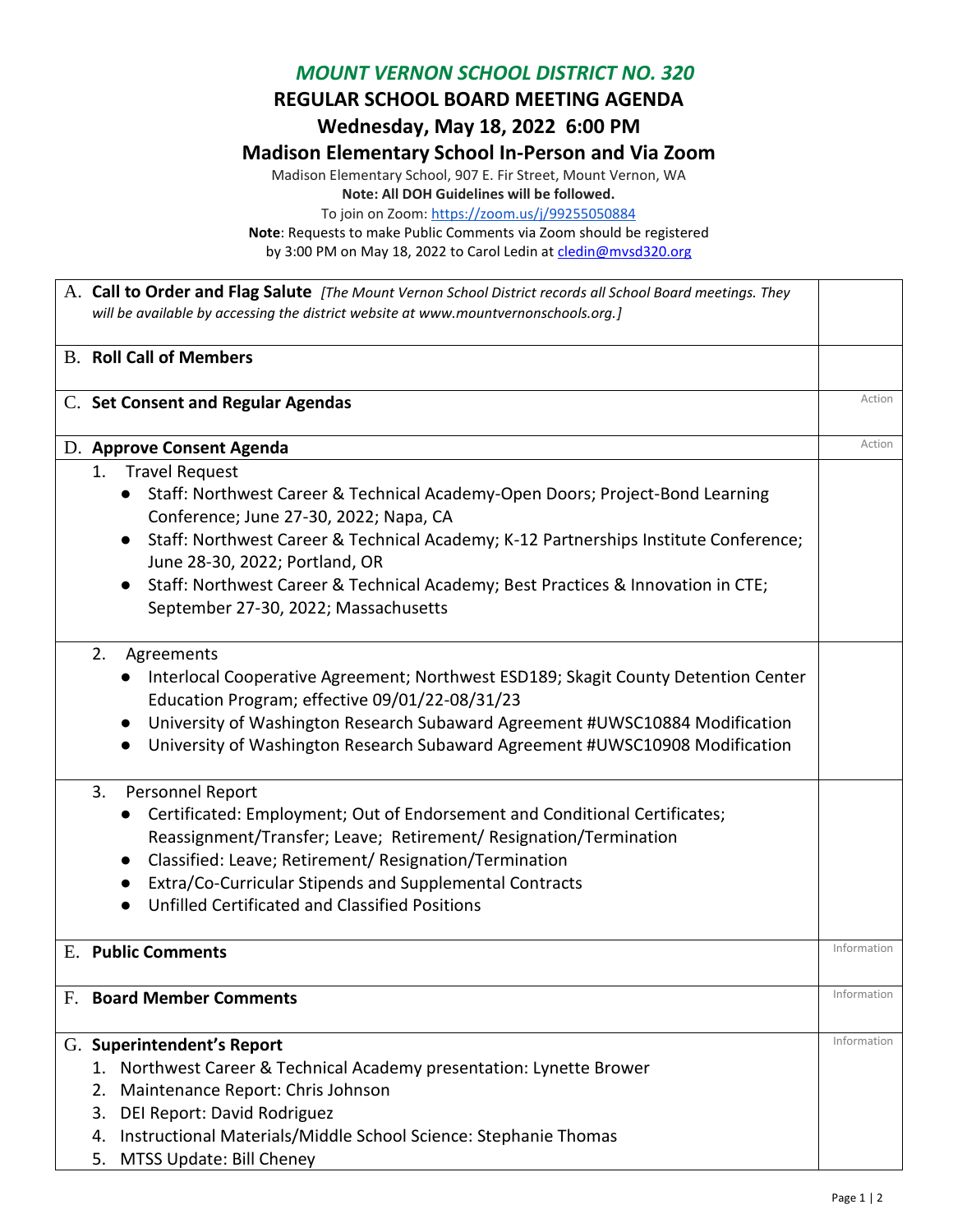# *MOUNT VERNON SCHOOL DISTRICT NO. 320*

## REGULAR SCHOOL BOARD MEETING AGENDA

## Wednesday, May 18, 2022 6:00 PM

## Madison Elementary School In-Person and Via Zoom

Madison Elementary School, 907 E. Fir Street, Mount Vernon, WA

**Note: All DOH Guidelines will be followed.**

To join on Zoom: https://zoom.us/j/99255050884

**Note**: Requests to make Public Comments via Zoom should be registered by 3:00 PM on May 18, 2022 to Carol Ledin at cledin@mvsd320.org

| | |
|---|---|
| A. **Call to Order and Flag Salute** *[The Mount Vernon School District records all School Board meetings. They will be available by accessing the district website at www.mountvernonschools.org.]* | |
| B. **Roll Call of Members** | |
| C. **Set Consent and Regular Agendas** | Action |
| D. **Approve Consent Agenda** | Action |
| 1. Travel Request<br>• Staff: Northwest Career & Technical Academy-Open Doors; Project-Bond Learning Conference; June 27-30, 2022; Napa, CA<br>• Staff: Northwest Career & Technical Academy; K-12 Partnerships Institute Conference; June 28-30, 2022; Portland, OR<br>• Staff: Northwest Career & Technical Academy; Best Practices & Innovation in CTE; September 27-30, 2022; Massachusetts | |
| 2. Agreements<br>• Interlocal Cooperative Agreement; Northwest ESD189; Skagit County Detention Center Education Program; effective 09/01/22-08/31/23<br>• University of Washington Research Subaward Agreement #UWSC10884 Modification<br>• University of Washington Research Subaward Agreement #UWSC10908 Modification | |
| 3. Personnel Report<br>• Certificated: Employment; Out of Endorsement and Conditional Certificates; Reassignment/Transfer; Leave; Retirement/ Resignation/Termination<br>• Classified: Leave; Retirement/ Resignation/Termination<br>• Extra/Co-Curricular Stipends and Supplemental Contracts<br>• Unfilled Certificated and Classified Positions | |
| E. **Public Comments** | Information |
| F. **Board Member Comments** | Information |
| G. **Superintendent's Report**<br>1. Northwest Career & Technical Academy presentation: Lynette Brower<br>2. Maintenance Report: Chris Johnson<br>3. DEI Report: David Rodriguez<br>4. Instructional Materials/Middle School Science: Stephanie Thomas<br>5. MTSS Update: Bill Cheney | Information |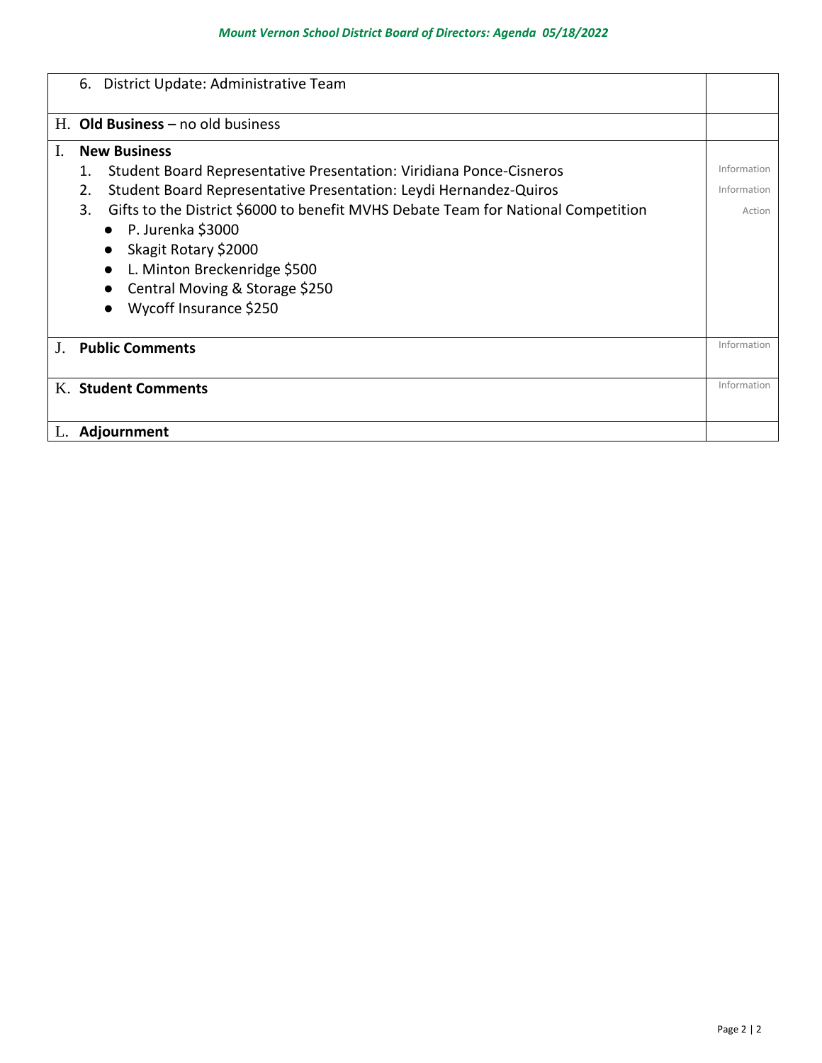| | |
|---|---|
| 6. District Update: Administrative Team | |
| H. **Old Business** – no old business | |
| I. **New Business**<br>1. Student Board Representative Presentation: Viridiana Ponce-Cisneros<br>2. Student Board Representative Presentation: Leydi Hernandez-Quiros<br>3. Gifts to the District $6000 to benefit MVHS Debate Team for National Competition<br>● P. Jurenka $3000<br>● Skagit Rotary $2000<br>● L. Minton Breckenridge $500<br>● Central Moving & Storage $250<br>● Wycoff Insurance $250 | <br>Information<br>Information<br>Action |
| J. **Public Comments** | Information |
| K. **Student Comments** | Information |
| L. **Adjournment** | |